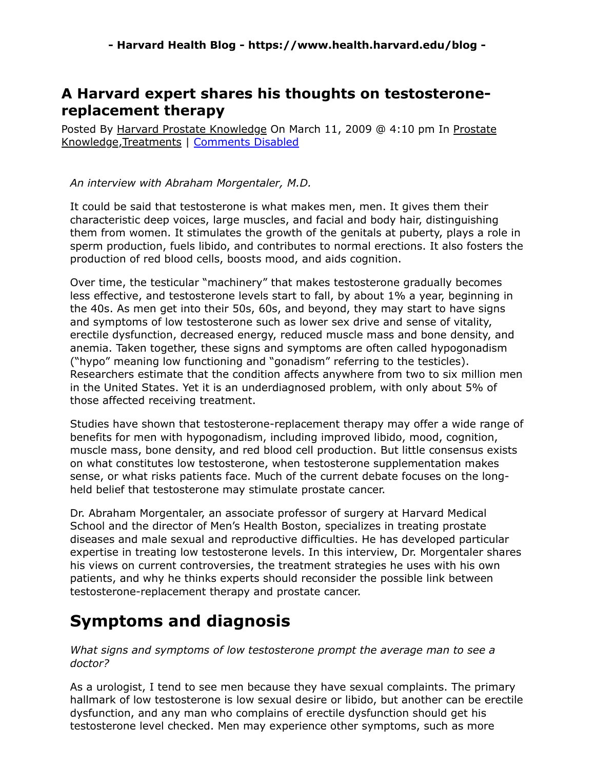# A Harvard expert shares his thoughts on testosterone-replacement therapy

Posted By Harvard Prostate Knowledge On March 11, 2009 @ 4:10 pm In Prostate Knowledge,Treatments | Comments Disabled

*An interview with Abraham Morgentaler, M.D.*

It could be said that testosterone is what makes men, men. It gives them their characteristic deep voices, large muscles, and facial and body hair, distinguishing them from women. It stimulates the growth of the genitals at puberty, plays a role in sperm production, fuels libido, and contributes to normal erections. It also fosters the production of red blood cells, boosts mood, and aids cognition.

Over time, the testicular "machinery" that makes testosterone gradually becomes less effective, and testosterone levels start to fall, by about 1% a year, beginning in the 40s. As men get into their 50s, 60s, and beyond, they may start to have signs and symptoms of low testosterone such as lower sex drive and sense of vitality, erectile dysfunction, decreased energy, reduced muscle mass and bone density, and anemia. Taken together, these signs and symptoms are often called hypogonadism ("hypo" meaning low functioning and "gonadism" referring to the testicles). Researchers estimate that the condition affects anywhere from two to six million men in the United States. Yet it is an underdiagnosed problem, with only about 5% of those affected receiving treatment.

Studies have shown that testosterone-replacement therapy may offer a wide range of benefits for men with hypogonadism, including improved libido, mood, cognition, muscle mass, bone density, and red blood cell production. But little consensus exists on what constitutes low testosterone, when testosterone supplementation makes sense, or what risks patients face. Much of the current debate focuses on the long-held belief that testosterone may stimulate prostate cancer.

Dr. Abraham Morgentaler, an associate professor of surgery at Harvard Medical School and the director of Men's Health Boston, specializes in treating prostate diseases and male sexual and reproductive difficulties. He has developed particular expertise in treating low testosterone levels. In this interview, Dr. Morgentaler shares his views on current controversies, the treatment strategies he uses with his own patients, and why he thinks experts should reconsider the possible link between testosterone-replacement therapy and prostate cancer.

## Symptoms and diagnosis

*What signs and symptoms of low testosterone prompt the average man to see a doctor?*

As a urologist, I tend to see men because they have sexual complaints. The primary hallmark of low testosterone is low sexual desire or libido, but another can be erectile dysfunction, and any man who complains of erectile dysfunction should get his testosterone level checked. Men may experience other symptoms, such as more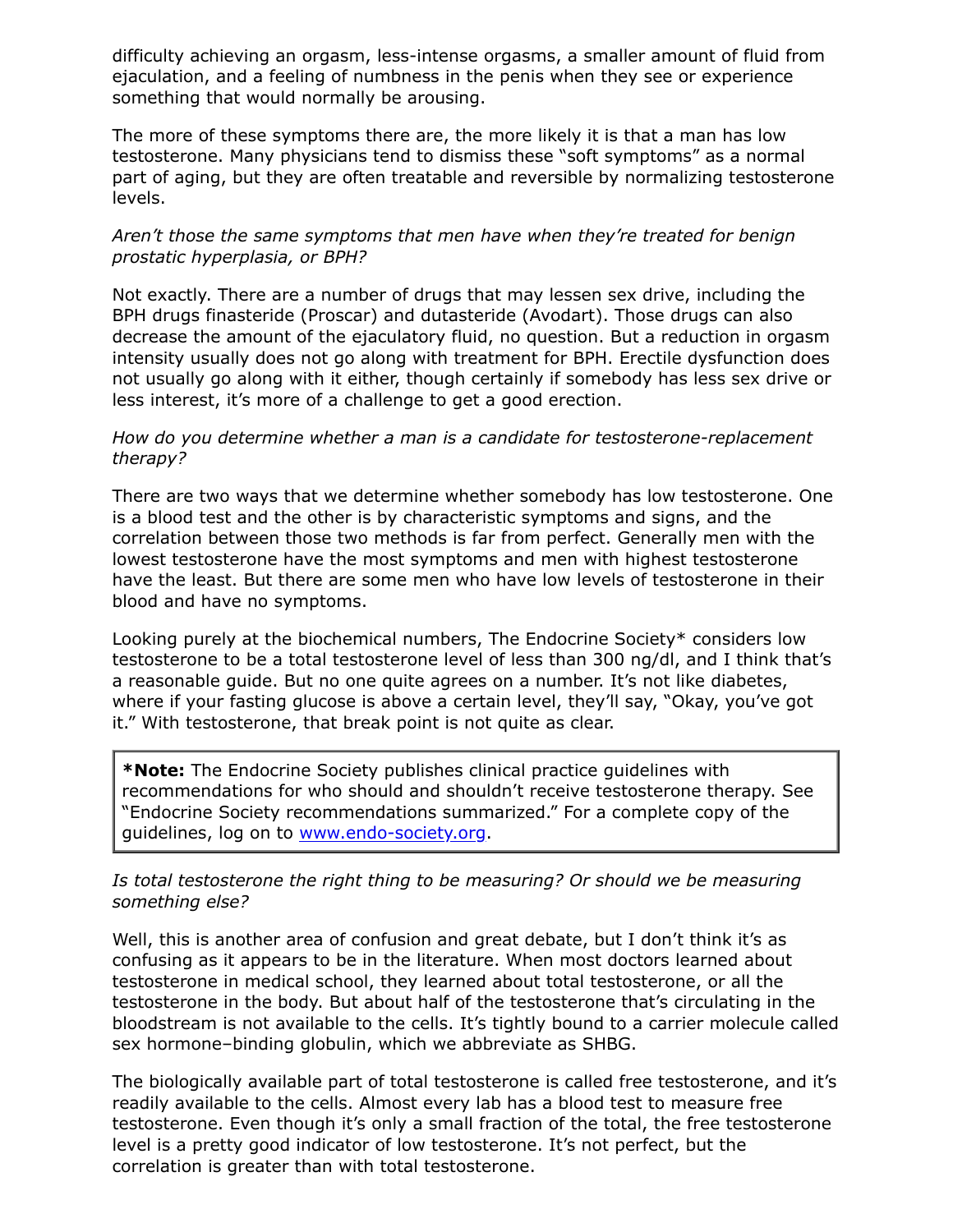difficulty achieving an orgasm, less-intense orgasms, a smaller amount of fluid from ejaculation, and a feeling of numbness in the penis when they see or experience something that would normally be arousing.

The more of these symptoms there are, the more likely it is that a man has low testosterone. Many physicians tend to dismiss these "soft symptoms" as a normal part of aging, but they are often treatable and reversible by normalizing testosterone levels.

*Aren't those the same symptoms that men have when they're treated for benign prostatic hyperplasia, or BPH?*

Not exactly. There are a number of drugs that may lessen sex drive, including the BPH drugs finasteride (Proscar) and dutasteride (Avodart). Those drugs can also decrease the amount of the ejaculatory fluid, no question. But a reduction in orgasm intensity usually does not go along with treatment for BPH. Erectile dysfunction does not usually go along with it either, though certainly if somebody has less sex drive or less interest, it's more of a challenge to get a good erection.

*How do you determine whether a man is a candidate for testosterone-replacement therapy?*

There are two ways that we determine whether somebody has low testosterone. One is a blood test and the other is by characteristic symptoms and signs, and the correlation between those two methods is far from perfect. Generally men with the lowest testosterone have the most symptoms and men with highest testosterone have the least. But there are some men who have low levels of testosterone in their blood and have no symptoms.

Looking purely at the biochemical numbers, The Endocrine Society* considers low testosterone to be a total testosterone level of less than 300 ng/dl, and I think that's a reasonable guide. But no one quite agrees on a number. It's not like diabetes, where if your fasting glucose is above a certain level, they'll say, "Okay, you've got it." With testosterone, that break point is not quite as clear.

> ***Note:** The Endocrine Society publishes clinical practice guidelines with recommendations for who should and shouldn't receive testosterone therapy. See "Endocrine Society recommendations summarized." For a complete copy of the guidelines, log on to [www.endo-society.org](http://www.endo-society.org).

*Is total testosterone the right thing to be measuring? Or should we be measuring something else?*

Well, this is another area of confusion and great debate, but I don't think it's as confusing as it appears to be in the literature. When most doctors learned about testosterone in medical school, they learned about total testosterone, or all the testosterone in the body. But about half of the testosterone that's circulating in the bloodstream is not available to the cells. It's tightly bound to a carrier molecule called sex hormone–binding globulin, which we abbreviate as SHBG.

The biologically available part of total testosterone is called free testosterone, and it's readily available to the cells. Almost every lab has a blood test to measure free testosterone. Even though it's only a small fraction of the total, the free testosterone level is a pretty good indicator of low testosterone. It's not perfect, but the correlation is greater than with total testosterone.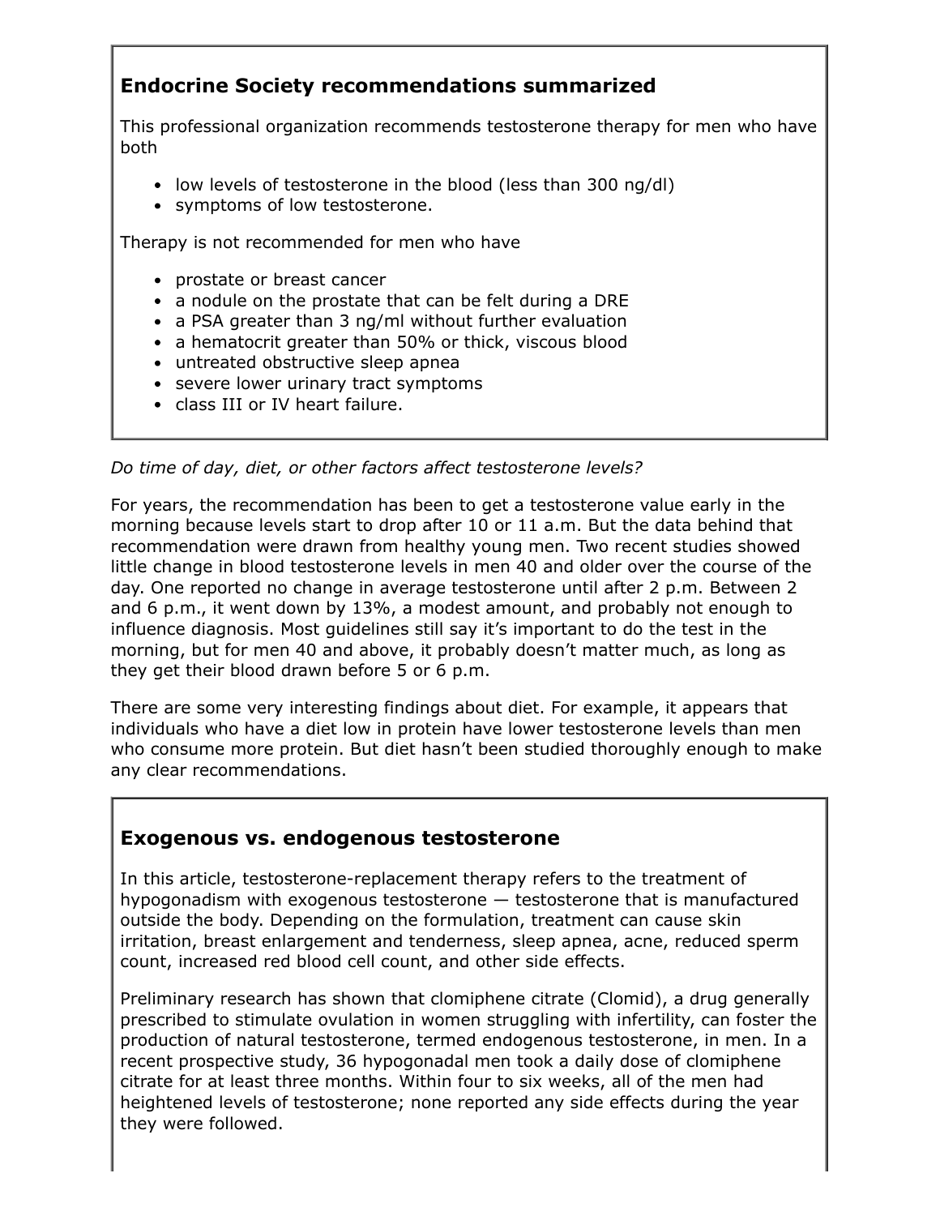## Endocrine Society recommendations summarized

This professional organization recommends testosterone therapy for men who have both

- low levels of testosterone in the blood (less than 300 ng/dl)
- symptoms of low testosterone.

Therapy is not recommended for men who have

- prostate or breast cancer
- a nodule on the prostate that can be felt during a DRE
- a PSA greater than 3 ng/ml without further evaluation
- a hematocrit greater than 50% or thick, viscous blood
- untreated obstructive sleep apnea
- severe lower urinary tract symptoms
- class III or IV heart failure.

*Do time of day, diet, or other factors affect testosterone levels?*

For years, the recommendation has been to get a testosterone value early in the morning because levels start to drop after 10 or 11 a.m. But the data behind that recommendation were drawn from healthy young men. Two recent studies showed little change in blood testosterone levels in men 40 and older over the course of the day. One reported no change in average testosterone until after 2 p.m. Between 2 and 6 p.m., it went down by 13%, a modest amount, and probably not enough to influence diagnosis. Most guidelines still say it's important to do the test in the morning, but for men 40 and above, it probably doesn't matter much, as long as they get their blood drawn before 5 or 6 p.m.

There are some very interesting findings about diet. For example, it appears that individuals who have a diet low in protein have lower testosterone levels than men who consume more protein. But diet hasn't been studied thoroughly enough to make any clear recommendations.

## Exogenous vs. endogenous testosterone

In this article, testosterone-replacement therapy refers to the treatment of hypogonadism with exogenous testosterone — testosterone that is manufactured outside the body. Depending on the formulation, treatment can cause skin irritation, breast enlargement and tenderness, sleep apnea, acne, reduced sperm count, increased red blood cell count, and other side effects.

Preliminary research has shown that clomiphene citrate (Clomid), a drug generally prescribed to stimulate ovulation in women struggling with infertility, can foster the production of natural testosterone, termed endogenous testosterone, in men. In a recent prospective study, 36 hypogonadal men took a daily dose of clomiphene citrate for at least three months. Within four to six weeks, all of the men had heightened levels of testosterone; none reported any side effects during the year they were followed.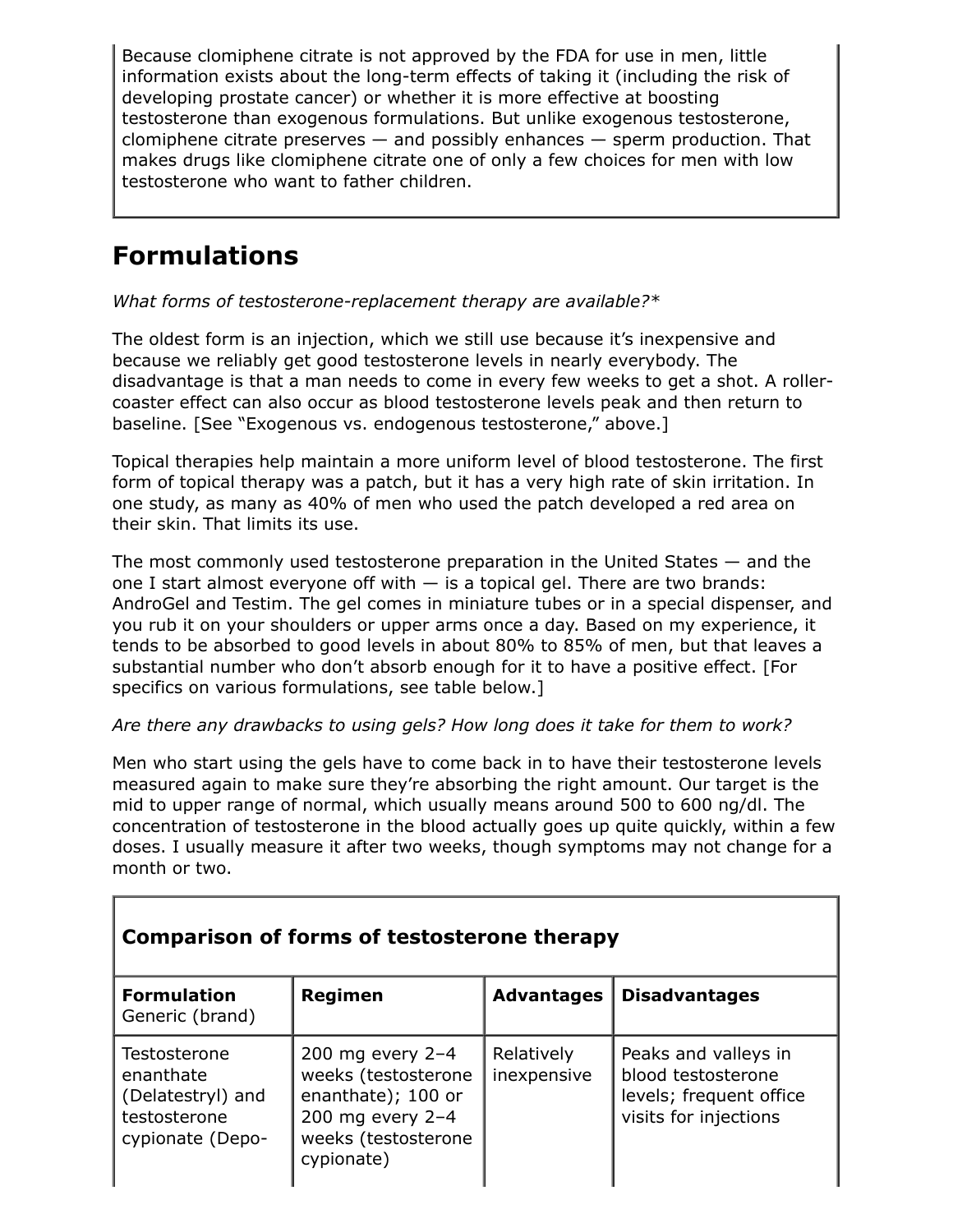Because clomiphene citrate is not approved by the FDA for use in men, little information exists about the long-term effects of taking it (including the risk of developing prostate cancer) or whether it is more effective at boosting testosterone than exogenous formulations. But unlike exogenous testosterone, clomiphene citrate preserves — and possibly enhances — sperm production. That makes drugs like clomiphene citrate one of only a few choices for men with low testosterone who want to father children.

## Formulations

*What forms of testosterone-replacement therapy are available?**

The oldest form is an injection, which we still use because it's inexpensive and because we reliably get good testosterone levels in nearly everybody. The disadvantage is that a man needs to come in every few weeks to get a shot. A roller-coaster effect can also occur as blood testosterone levels peak and then return to baseline. [See "Exogenous vs. endogenous testosterone," above.]

Topical therapies help maintain a more uniform level of blood testosterone. The first form of topical therapy was a patch, but it has a very high rate of skin irritation. In one study, as many as 40% of men who used the patch developed a red area on their skin. That limits its use.

The most commonly used testosterone preparation in the United States — and the one I start almost everyone off with — is a topical gel. There are two brands: AndroGel and Testim. The gel comes in miniature tubes or in a special dispenser, and you rub it on your shoulders or upper arms once a day. Based on my experience, it tends to be absorbed to good levels in about 80% to 85% of men, but that leaves a substantial number who don't absorb enough for it to have a positive effect. [For specifics on various formulations, see table below.]

*Are there any drawbacks to using gels? How long does it take for them to work?*

Men who start using the gels have to come back in to have their testosterone levels measured again to make sure they're absorbing the right amount. Our target is the mid to upper range of normal, which usually means around 500 to 600 ng/dl. The concentration of testosterone in the blood actually goes up quite quickly, within a few doses. I usually measure it after two weeks, though symptoms may not change for a month or two.

**Comparison of forms of testosterone therapy**

| **Formulation** Generic (brand) | **Regimen** | **Advantages** | **Disadvantages** |
|---|---|---|---|
| Testosterone enanthate (Delatestryl) and testosterone cypionate (Depo- | 200 mg every 2–4 weeks (testosterone enanthate); 100 or 200 mg every 2–4 weeks (testosterone cypionate) | Relatively inexpensive | Peaks and valleys in blood testosterone levels; frequent office visits for injections |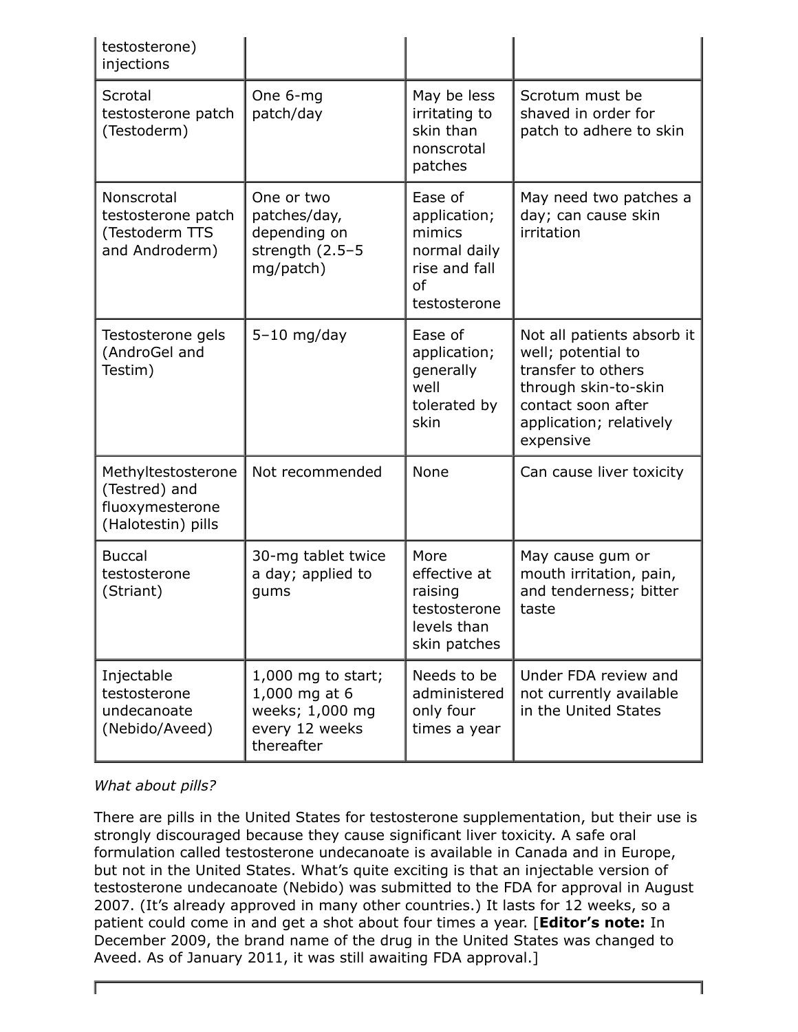| testosterone) injections | | | |
|---|---|---|---|
| Scrotal testosterone patch (Testoderm) | One 6-mg patch/day | May be less irritating to skin than nonscrotal patches | Scrotum must be shaved in order for patch to adhere to skin |
| Nonscrotal testosterone patch (Testoderm TTS and Androderm) | One or two patches/day, depending on strength (2.5–5 mg/patch) | Ease of application; mimics normal daily rise and fall of testosterone | May need two patches a day; can cause skin irritation |
| Testosterone gels (AndroGel and Testim) | 5–10 mg/day | Ease of application; generally well tolerated by skin | Not all patients absorb it well; potential to transfer to others through skin-to-skin contact soon after application; relatively expensive |
| Methyltestosterone (Testred) and fluoxymesterone (Halotestin) pills | Not recommended | None | Can cause liver toxicity |
| Buccal testosterone (Striant) | 30-mg tablet twice a day; applied to gums | More effective at raising testosterone levels than skin patches | May cause gum or mouth irritation, pain, and tenderness; bitter taste |
| Injectable testosterone undecanoate (Nebido/Aveed) | 1,000 mg to start; 1,000 mg at 6 weeks; 1,000 mg every 12 weeks thereafter | Needs to be administered only four times a year | Under FDA review and not currently available in the United States |

*What about pills?*

There are pills in the United States for testosterone supplementation, but their use is strongly discouraged because they cause significant liver toxicity. A safe oral formulation called testosterone undecanoate is available in Canada and in Europe, but not in the United States. What's quite exciting is that an injectable version of testosterone undecanoate (Nebido) was submitted to the FDA for approval in August 2007. (It's already approved in many other countries.) It lasts for 12 weeks, so a patient could come in and get a shot about four times a year. [**Editor's note:** In December 2009, the brand name of the drug in the United States was changed to Aveed. As of January 2011, it was still awaiting FDA approval.]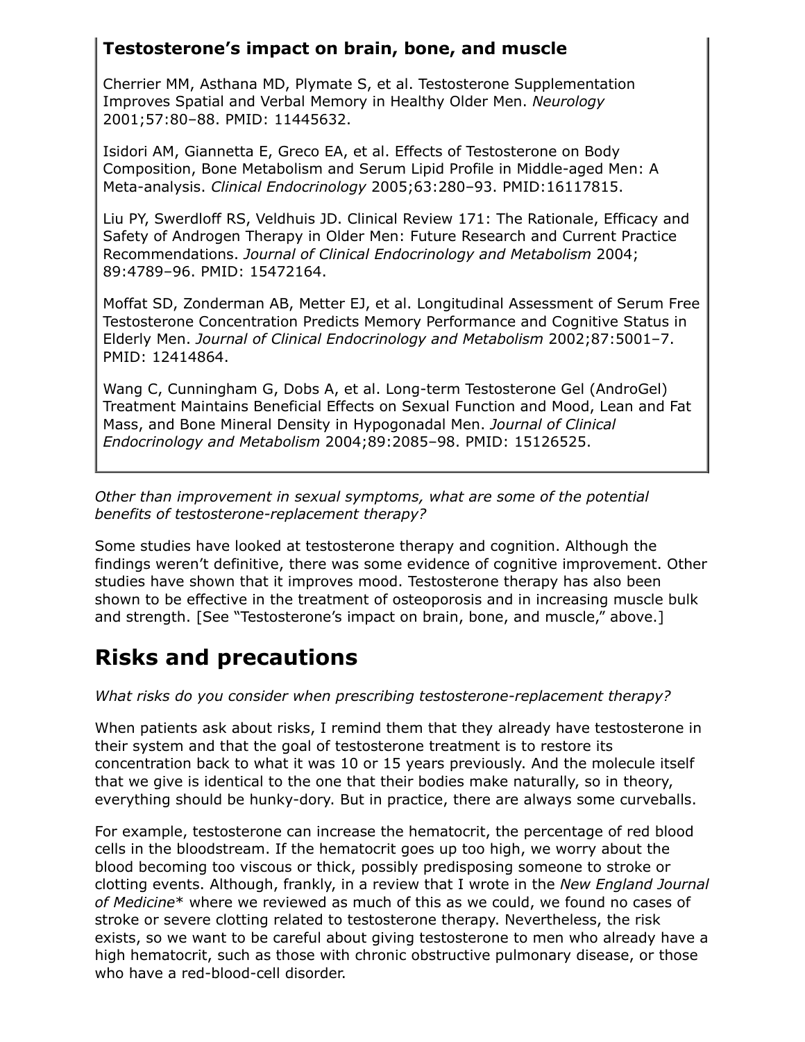### Testosterone's impact on brain, bone, and muscle

Cherrier MM, Asthana MD, Plymate S, et al. Testosterone Supplementation Improves Spatial and Verbal Memory in Healthy Older Men. *Neurology* 2001;57:80–88. PMID: 11445632.

Isidori AM, Giannetta E, Greco EA, et al. Effects of Testosterone on Body Composition, Bone Metabolism and Serum Lipid Profile in Middle-aged Men: A Meta-analysis. *Clinical Endocrinology* 2005;63:280–93. PMID:16117815.

Liu PY, Swerdloff RS, Veldhuis JD. Clinical Review 171: The Rationale, Efficacy and Safety of Androgen Therapy in Older Men: Future Research and Current Practice Recommendations. *Journal of Clinical Endocrinology and Metabolism* 2004; 89:4789–96. PMID: 15472164.

Moffat SD, Zonderman AB, Metter EJ, et al. Longitudinal Assessment of Serum Free Testosterone Concentration Predicts Memory Performance and Cognitive Status in Elderly Men. *Journal of Clinical Endocrinology and Metabolism* 2002;87:5001–7. PMID: 12414864.

Wang C, Cunningham G, Dobs A, et al. Long-term Testosterone Gel (AndroGel) Treatment Maintains Beneficial Effects on Sexual Function and Mood, Lean and Fat Mass, and Bone Mineral Density in Hypogonadal Men. *Journal of Clinical Endocrinology and Metabolism* 2004;89:2085–98. PMID: 15126525.

*Other than improvement in sexual symptoms, what are some of the potential benefits of testosterone-replacement therapy?*

Some studies have looked at testosterone therapy and cognition. Although the findings weren't definitive, there was some evidence of cognitive improvement. Other studies have shown that it improves mood. Testosterone therapy has also been shown to be effective in the treatment of osteoporosis and in increasing muscle bulk and strength. [See "Testosterone's impact on brain, bone, and muscle," above.]

## Risks and precautions

*What risks do you consider when prescribing testosterone-replacement therapy?*

When patients ask about risks, I remind them that they already have testosterone in their system and that the goal of testosterone treatment is to restore its concentration back to what it was 10 or 15 years previously. And the molecule itself that we give is identical to the one that their bodies make naturally, so in theory, everything should be hunky-dory. But in practice, there are always some curveballs.

For example, testosterone can increase the hematocrit, the percentage of red blood cells in the bloodstream. If the hematocrit goes up too high, we worry about the blood becoming too viscous or thick, possibly predisposing someone to stroke or clotting events. Although, frankly, in a review that I wrote in the *New England Journal of Medicine** where we reviewed as much of this as we could, we found no cases of stroke or severe clotting related to testosterone therapy. Nevertheless, the risk exists, so we want to be careful about giving testosterone to men who already have a high hematocrit, such as those with chronic obstructive pulmonary disease, or those who have a red-blood-cell disorder.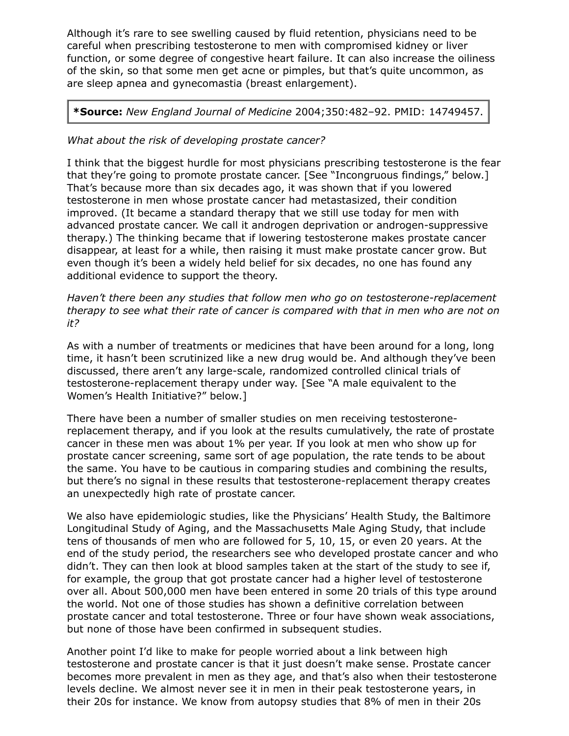Although it's rare to see swelling caused by fluid retention, physicians need to be careful when prescribing testosterone to men with compromised kidney or liver function, or some degree of congestive heart failure. It can also increase the oiliness of the skin, so that some men get acne or pimples, but that's quite uncommon, as are sleep apnea and gynecomastia (breast enlargement).

**\*Source:** *New England Journal of Medicine* 2004;350:482–92. PMID: 14749457.

*What about the risk of developing prostate cancer?*

I think that the biggest hurdle for most physicians prescribing testosterone is the fear that they're going to promote prostate cancer. [See "Incongruous findings," below.] That's because more than six decades ago, it was shown that if you lowered testosterone in men whose prostate cancer had metastasized, their condition improved. (It became a standard therapy that we still use today for men with advanced prostate cancer. We call it androgen deprivation or androgen-suppressive therapy.) The thinking became that if lowering testosterone makes prostate cancer disappear, at least for a while, then raising it must make prostate cancer grow. But even though it's been a widely held belief for six decades, no one has found any additional evidence to support the theory.

*Haven't there been any studies that follow men who go on testosterone-replacement therapy to see what their rate of cancer is compared with that in men who are not on it?*

As with a number of treatments or medicines that have been around for a long, long time, it hasn't been scrutinized like a new drug would be. And although they've been discussed, there aren't any large-scale, randomized controlled clinical trials of testosterone-replacement therapy under way. [See "A male equivalent to the Women's Health Initiative?" below.]

There have been a number of smaller studies on men receiving testosterone-replacement therapy, and if you look at the results cumulatively, the rate of prostate cancer in these men was about 1% per year. If you look at men who show up for prostate cancer screening, same sort of age population, the rate tends to be about the same. You have to be cautious in comparing studies and combining the results, but there's no signal in these results that testosterone-replacement therapy creates an unexpectedly high rate of prostate cancer.

We also have epidemiologic studies, like the Physicians' Health Study, the Baltimore Longitudinal Study of Aging, and the Massachusetts Male Aging Study, that include tens of thousands of men who are followed for 5, 10, 15, or even 20 years. At the end of the study period, the researchers see who developed prostate cancer and who didn't. They can then look at blood samples taken at the start of the study to see if, for example, the group that got prostate cancer had a higher level of testosterone over all. About 500,000 men have been entered in some 20 trials of this type around the world. Not one of those studies has shown a definitive correlation between prostate cancer and total testosterone. Three or four have shown weak associations, but none of those have been confirmed in subsequent studies.

Another point I'd like to make for people worried about a link between high testosterone and prostate cancer is that it just doesn't make sense. Prostate cancer becomes more prevalent in men as they age, and that's also when their testosterone levels decline. We almost never see it in men in their peak testosterone years, in their 20s for instance. We know from autopsy studies that 8% of men in their 20s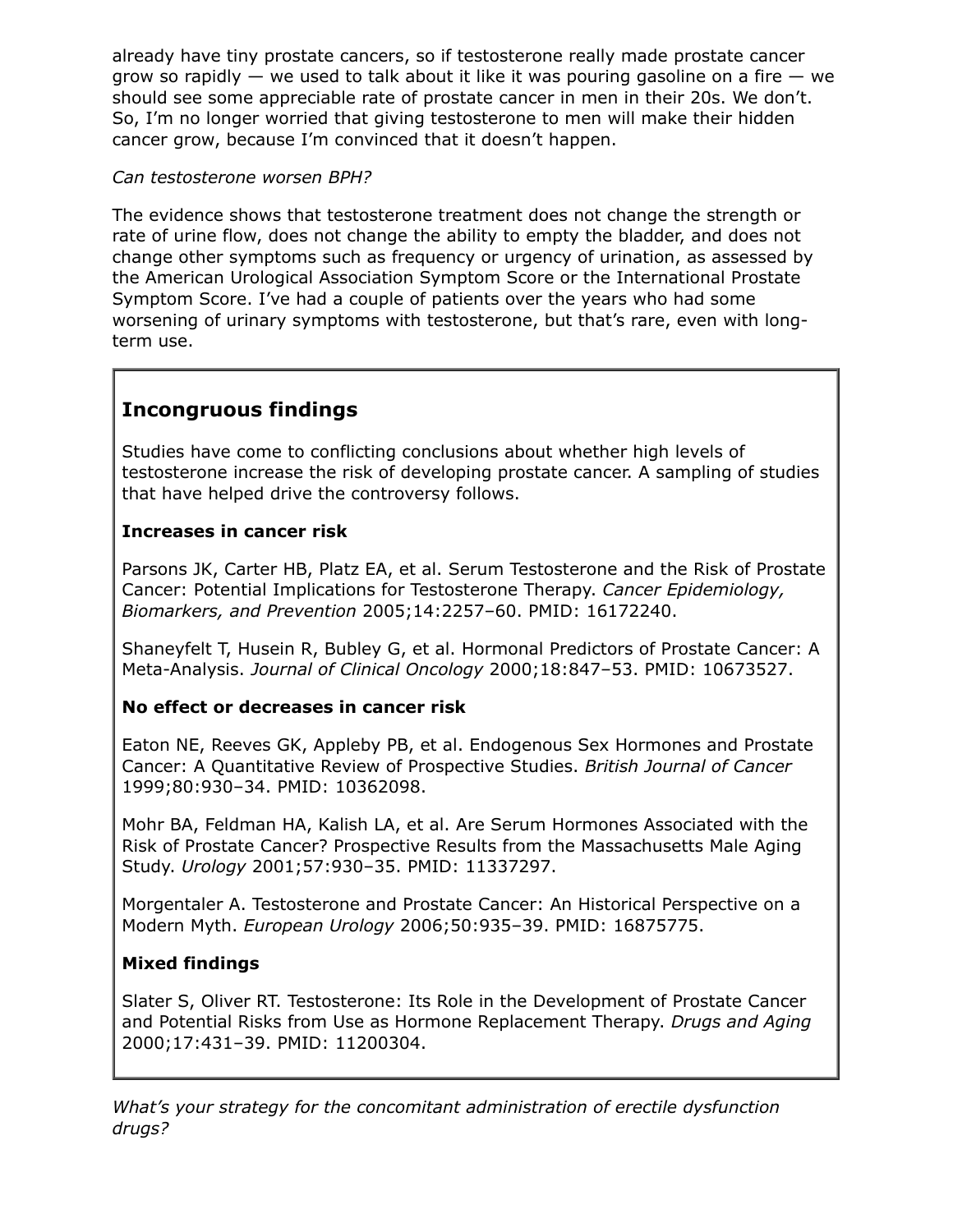already have tiny prostate cancers, so if testosterone really made prostate cancer grow so rapidly — we used to talk about it like it was pouring gasoline on a fire — we should see some appreciable rate of prostate cancer in men in their 20s. We don't. So, I'm no longer worried that giving testosterone to men will make their hidden cancer grow, because I'm convinced that it doesn't happen.

*Can testosterone worsen BPH?*

The evidence shows that testosterone treatment does not change the strength or rate of urine flow, does not change the ability to empty the bladder, and does not change other symptoms such as frequency or urgency of urination, as assessed by the American Urological Association Symptom Score or the International Prostate Symptom Score. I've had a couple of patients over the years who had some worsening of urinary symptoms with testosterone, but that's rare, even with long-term use.

## Incongruous findings

Studies have come to conflicting conclusions about whether high levels of testosterone increase the risk of developing prostate cancer. A sampling of studies that have helped drive the controversy follows.

**Increases in cancer risk**

Parsons JK, Carter HB, Platz EA, et al. Serum Testosterone and the Risk of Prostate Cancer: Potential Implications for Testosterone Therapy. *Cancer Epidemiology, Biomarkers, and Prevention* 2005;14:2257–60. PMID: 16172240.

Shaneyfelt T, Husein R, Bubley G, et al. Hormonal Predictors of Prostate Cancer: A Meta-Analysis. *Journal of Clinical Oncology* 2000;18:847–53. PMID: 10673527.

**No effect or decreases in cancer risk**

Eaton NE, Reeves GK, Appleby PB, et al. Endogenous Sex Hormones and Prostate Cancer: A Quantitative Review of Prospective Studies. *British Journal of Cancer* 1999;80:930–34. PMID: 10362098.

Mohr BA, Feldman HA, Kalish LA, et al. Are Serum Hormones Associated with the Risk of Prostate Cancer? Prospective Results from the Massachusetts Male Aging Study. *Urology* 2001;57:930–35. PMID: 11337297.

Morgentaler A. Testosterone and Prostate Cancer: An Historical Perspective on a Modern Myth. *European Urology* 2006;50:935–39. PMID: 16875775.

**Mixed findings**

Slater S, Oliver RT. Testosterone: Its Role in the Development of Prostate Cancer and Potential Risks from Use as Hormone Replacement Therapy. *Drugs and Aging* 2000;17:431–39. PMID: 11200304.

*What's your strategy for the concomitant administration of erectile dysfunction drugs?*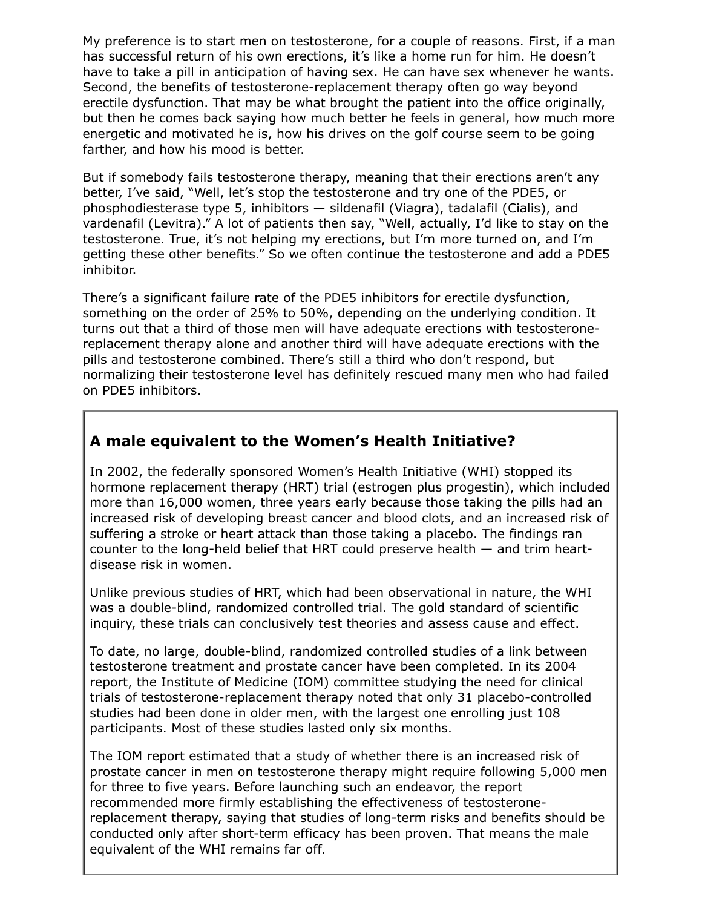My preference is to start men on testosterone, for a couple of reasons. First, if a man has successful return of his own erections, it's like a home run for him. He doesn't have to take a pill in anticipation of having sex. He can have sex whenever he wants. Second, the benefits of testosterone-replacement therapy often go way beyond erectile dysfunction. That may be what brought the patient into the office originally, but then he comes back saying how much better he feels in general, how much more energetic and motivated he is, how his drives on the golf course seem to be going farther, and how his mood is better.

But if somebody fails testosterone therapy, meaning that their erections aren't any better, I've said, "Well, let's stop the testosterone and try one of the PDE5, or phosphodiesterase type 5, inhibitors — sildenafil (Viagra), tadalafil (Cialis), and vardenafil (Levitra)." A lot of patients then say, "Well, actually, I'd like to stay on the testosterone. True, it's not helping my erections, but I'm more turned on, and I'm getting these other benefits." So we often continue the testosterone and add a PDE5 inhibitor.

There's a significant failure rate of the PDE5 inhibitors for erectile dysfunction, something on the order of 25% to 50%, depending on the underlying condition. It turns out that a third of those men will have adequate erections with testosterone-replacement therapy alone and another third will have adequate erections with the pills and testosterone combined. There's still a third who don't respond, but normalizing their testosterone level has definitely rescued many men who had failed on PDE5 inhibitors.

## A male equivalent to the Women's Health Initiative?

In 2002, the federally sponsored Women's Health Initiative (WHI) stopped its hormone replacement therapy (HRT) trial (estrogen plus progestin), which included more than 16,000 women, three years early because those taking the pills had an increased risk of developing breast cancer and blood clots, and an increased risk of suffering a stroke or heart attack than those taking a placebo. The findings ran counter to the long-held belief that HRT could preserve health — and trim heart-disease risk in women.

Unlike previous studies of HRT, which had been observational in nature, the WHI was a double-blind, randomized controlled trial. The gold standard of scientific inquiry, these trials can conclusively test theories and assess cause and effect.

To date, no large, double-blind, randomized controlled studies of a link between testosterone treatment and prostate cancer have been completed. In its 2004 report, the Institute of Medicine (IOM) committee studying the need for clinical trials of testosterone-replacement therapy noted that only 31 placebo-controlled studies had been done in older men, with the largest one enrolling just 108 participants. Most of these studies lasted only six months.

The IOM report estimated that a study of whether there is an increased risk of prostate cancer in men on testosterone therapy might require following 5,000 men for three to five years. Before launching such an endeavor, the report recommended more firmly establishing the effectiveness of testosterone-replacement therapy, saying that studies of long-term risks and benefits should be conducted only after short-term efficacy has been proven. That means the male equivalent of the WHI remains far off.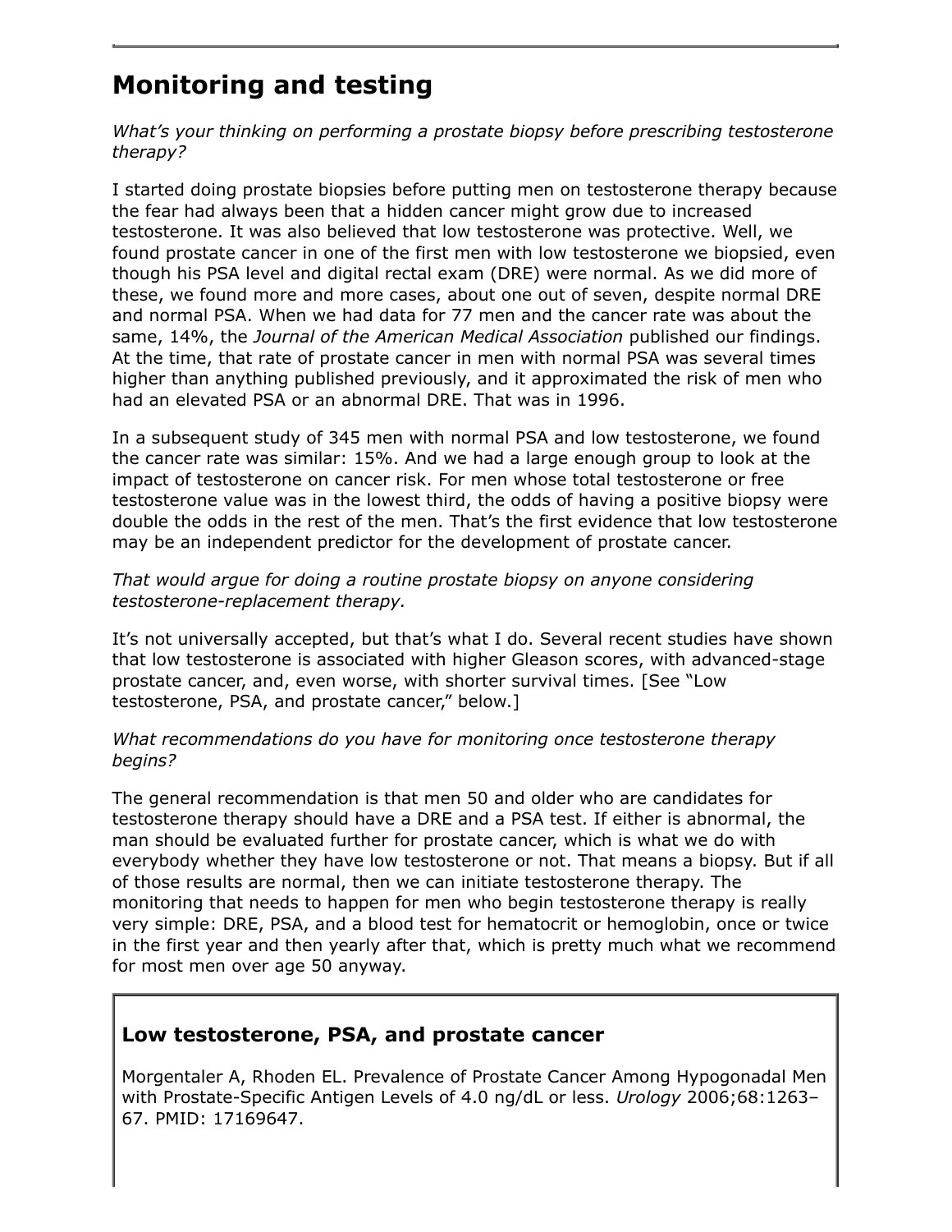## Monitoring and testing

*What's your thinking on performing a prostate biopsy before prescribing testosterone therapy?*

I started doing prostate biopsies before putting men on testosterone therapy because the fear had always been that a hidden cancer might grow due to increased testosterone. It was also believed that low testosterone was protective. Well, we found prostate cancer in one of the first men with low testosterone we biopsied, even though his PSA level and digital rectal exam (DRE) were normal. As we did more of these, we found more and more cases, about one out of seven, despite normal DRE and normal PSA. When we had data for 77 men and the cancer rate was about the same, 14%, the *Journal of the American Medical Association* published our findings. At the time, that rate of prostate cancer in men with normal PSA was several times higher than anything published previously, and it approximated the risk of men who had an elevated PSA or an abnormal DRE. That was in 1996.

In a subsequent study of 345 men with normal PSA and low testosterone, we found the cancer rate was similar: 15%. And we had a large enough group to look at the impact of testosterone on cancer risk. For men whose total testosterone or free testosterone value was in the lowest third, the odds of having a positive biopsy were double the odds in the rest of the men. That's the first evidence that low testosterone may be an independent predictor for the development of prostate cancer.

*That would argue for doing a routine prostate biopsy on anyone considering testosterone-replacement therapy.*

It's not universally accepted, but that's what I do. Several recent studies have shown that low testosterone is associated with higher Gleason scores, with advanced-stage prostate cancer, and, even worse, with shorter survival times. [See "Low testosterone, PSA, and prostate cancer," below.]

*What recommendations do you have for monitoring once testosterone therapy begins?*

The general recommendation is that men 50 and older who are candidates for testosterone therapy should have a DRE and a PSA test. If either is abnormal, the man should be evaluated further for prostate cancer, which is what we do with everybody whether they have low testosterone or not. That means a biopsy. But if all of those results are normal, then we can initiate testosterone therapy. The monitoring that needs to happen for men who begin testosterone therapy is really very simple: DRE, PSA, and a blood test for hematocrit or hemoglobin, once or twice in the first year and then yearly after that, which is pretty much what we recommend for most men over age 50 anyway.

### Low testosterone, PSA, and prostate cancer

Morgentaler A, Rhoden EL. Prevalence of Prostate Cancer Among Hypogonadal Men with Prostate-Specific Antigen Levels of 4.0 ng/dL or less. *Urology* 2006;68:1263–67. PMID: 17169647.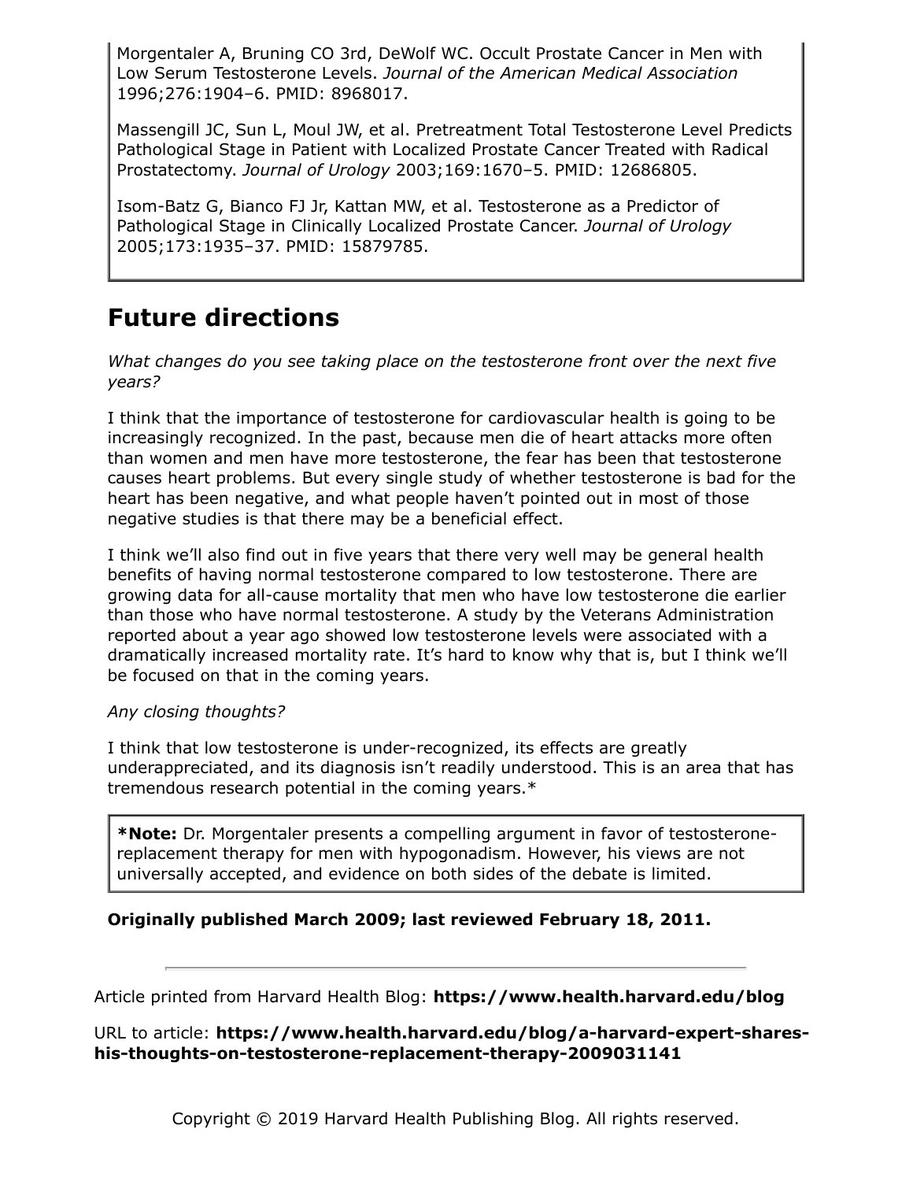Morgentaler A, Bruning CO 3rd, DeWolf WC. Occult Prostate Cancer in Men with Low Serum Testosterone Levels. *Journal of the American Medical Association* 1996;276:1904–6. PMID: 8968017.

Massengill JC, Sun L, Moul JW, et al. Pretreatment Total Testosterone Level Predicts Pathological Stage in Patient with Localized Prostate Cancer Treated with Radical Prostatectomy. *Journal of Urology* 2003;169:1670–5. PMID: 12686805.

Isom-Batz G, Bianco FJ Jr, Kattan MW, et al. Testosterone as a Predictor of Pathological Stage in Clinically Localized Prostate Cancer. *Journal of Urology* 2005;173:1935–37. PMID: 15879785.

## Future directions

*What changes do you see taking place on the testosterone front over the next five years?*

I think that the importance of testosterone for cardiovascular health is going to be increasingly recognized. In the past, because men die of heart attacks more often than women and men have more testosterone, the fear has been that testosterone causes heart problems. But every single study of whether testosterone is bad for the heart has been negative, and what people haven't pointed out in most of those negative studies is that there may be a beneficial effect.

I think we'll also find out in five years that there very well may be general health benefits of having normal testosterone compared to low testosterone. There are growing data for all-cause mortality that men who have low testosterone die earlier than those who have normal testosterone. A study by the Veterans Administration reported about a year ago showed low testosterone levels were associated with a dramatically increased mortality rate. It's hard to know why that is, but I think we'll be focused on that in the coming years.

*Any closing thoughts?*

I think that low testosterone is under-recognized, its effects are greatly underappreciated, and its diagnosis isn't readily understood. This is an area that has tremendous research potential in the coming years.*

**\*Note:** Dr. Morgentaler presents a compelling argument in favor of testosterone-replacement therapy for men with hypogonadism. However, his views are not universally accepted, and evidence on both sides of the debate is limited.

**Originally published March 2009; last reviewed February 18, 2011.**

---

Article printed from Harvard Health Blog: **https://www.health.harvard.edu/blog**

URL to article: **https://www.health.harvard.edu/blog/a-harvard-expert-shares-his-thoughts-on-testosterone-replacement-therapy-2009031141**

Copyright © 2019 Harvard Health Publishing Blog. All rights reserved.